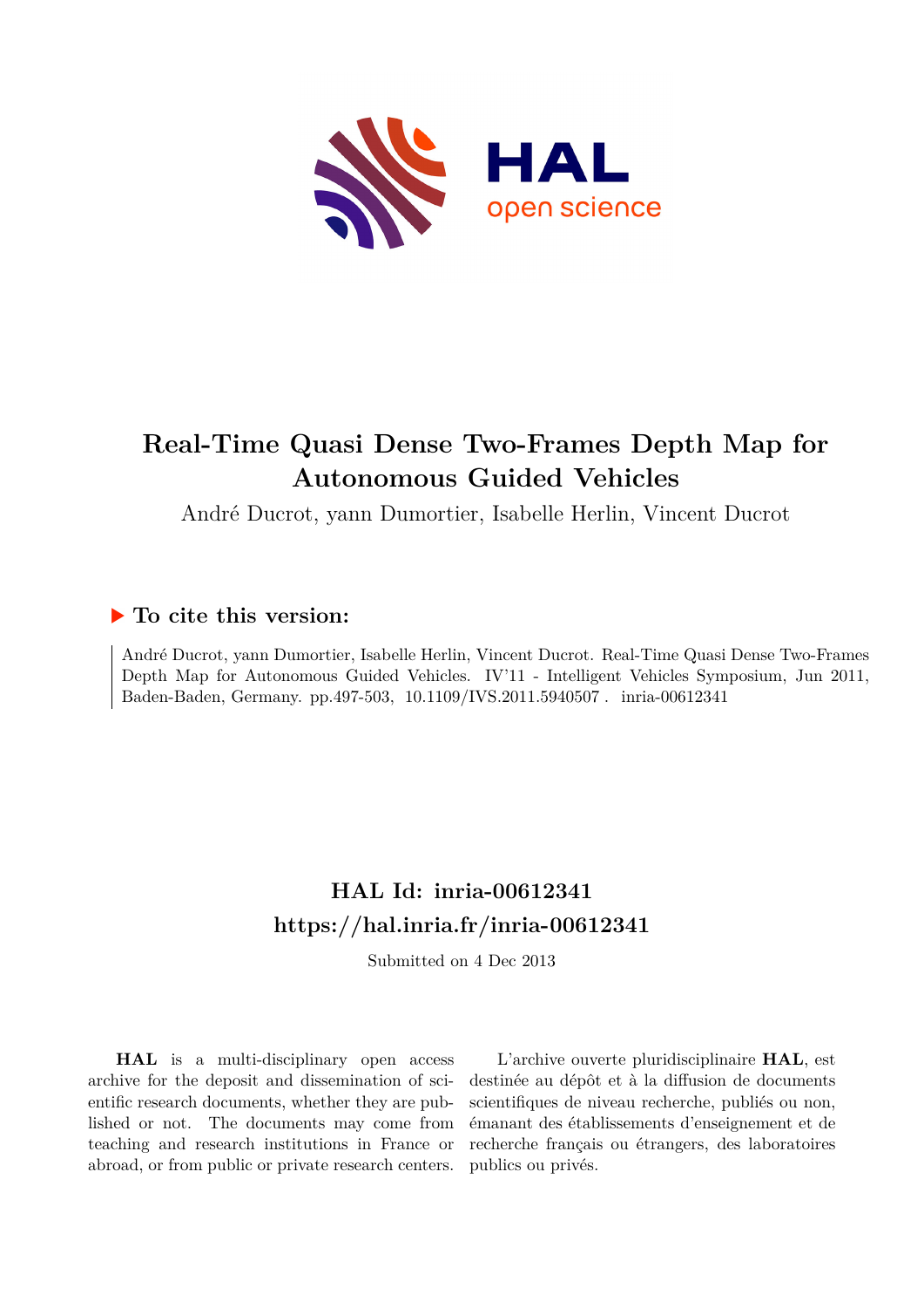# Real-Time Quasi Dense Two-Frames Depth Map for Autonomous Guided Vehicles

André Ducrot, yann Dumortier, Isabelle Herlin, Vincent Ducrot

## ▶ To cite this version:

André Ducrot, yann Dumortier, Isabelle Herlin, Vincent Ducrot. Real-Time Quasi Dense Two-Frames Depth Map for Autonomous Guided Vehicles. IV'11 - Intelligent Vehicles Symposium, Jun 2011, Baden-Baden, Germany. pp.497-503, 10.1109/IVS.2011.5940507. inria-00612341

## HAL Id: inria-00612341

## https://hal.inria.fr/inria-00612341

Submitted on 4 Dec 2013

**HAL** is a multi-disciplinary open access archive for the deposit and dissemination of scientific research documents, whether they are published or not. The documents may come from teaching and research institutions in France or abroad, or from public or private research centers.

L'archive ouverte pluridisciplinaire **HAL**, est destinée au dépôt et à la diffusion de documents scientifiques de niveau recherche, publiés ou non, émanant des établissements d'enseignement et de recherche français ou étrangers, des laboratoires publics ou privés.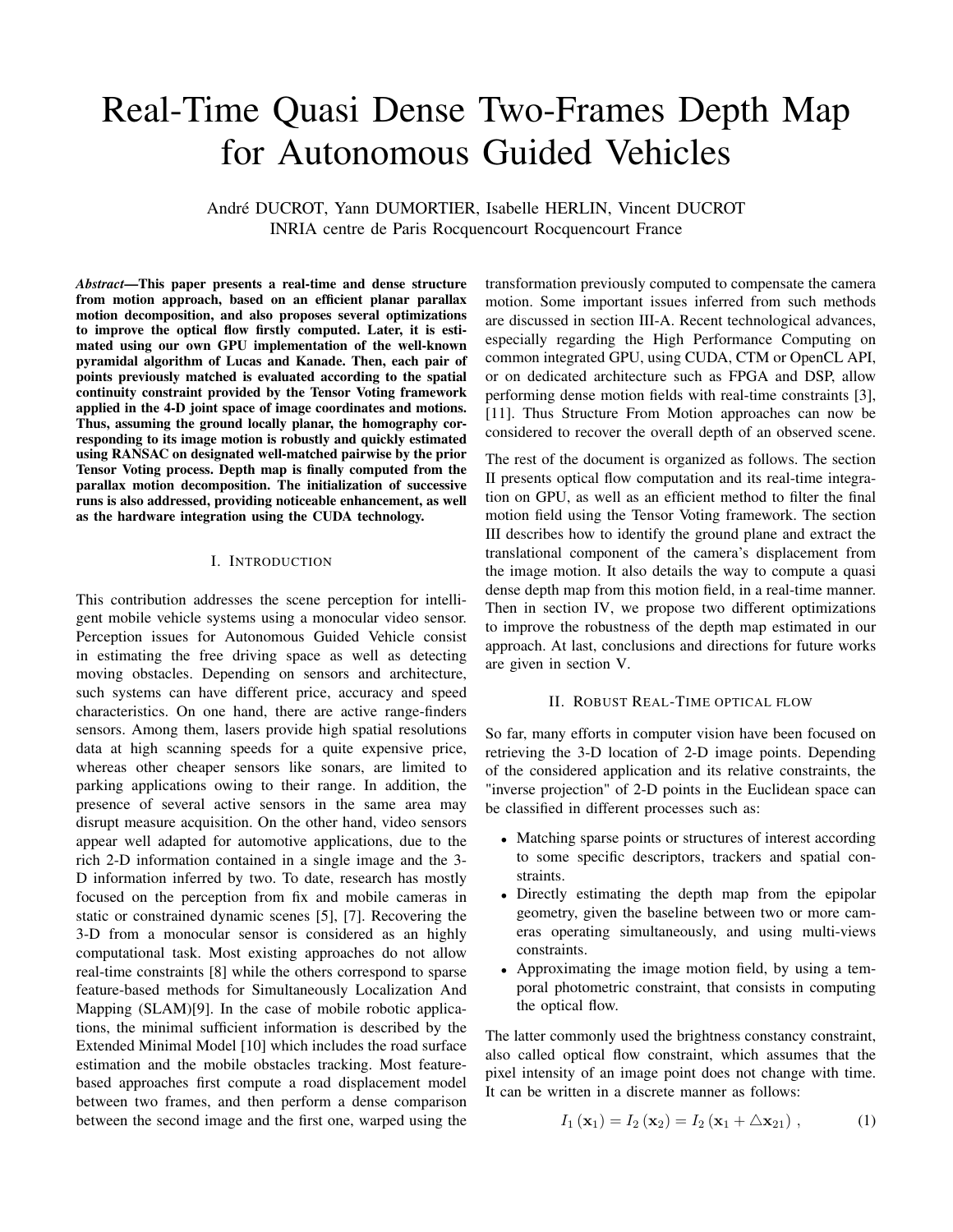# Real-Time Quasi Dense Two-Frames Depth Map for Autonomous Guided Vehicles

André DUCROT, Yann DUMORTIER, Isabelle HERLIN, Vincent DUCROT
INRIA centre de Paris Rocquencourt Rocquencourt France

***Abstract*—This paper presents a real-time and dense structure from motion approach, based on an efficient planar parallax motion decomposition, and also proposes several optimizations to improve the optical flow firstly computed. Later, it is estimated using our own GPU implementation of the well-known pyramidal algorithm of Lucas and Kanade. Then, each pair of points previously matched is evaluated according to the spatial continuity constraint provided by the Tensor Voting framework applied in the 4-D joint space of image coordinates and motions. Thus, assuming the ground locally planar, the homography corresponding to its image motion is robustly and quickly estimated using RANSAC on designated well-matched pairwise by the prior Tensor Voting process. Depth map is finally computed from the parallax motion decomposition. The initialization of successive runs is also addressed, providing noticeable enhancement, as well as the hardware integration using the CUDA technology.**

## I. Introduction

This contribution addresses the scene perception for intelligent mobile vehicle systems using a monocular video sensor. Perception issues for Autonomous Guided Vehicle consist in estimating the free driving space as well as detecting moving obstacles. Depending on sensors and architecture, such systems can have different price, accuracy and speed characteristics. On one hand, there are active range-finders sensors. Among them, lasers provide high spatial resolutions data at high scanning speeds for a quite expensive price, whereas other cheaper sensors like sonars, are limited to parking applications owing to their range. In addition, the presence of several active sensors in the same area may disrupt measure acquisition. On the other hand, video sensors appear well adapted for automotive applications, due to the rich 2-D information contained in a single image and the 3-D information inferred by two. To date, research has mostly focused on the perception from fix and mobile cameras in static or constrained dynamic scenes [5], [7]. Recovering the 3-D from a monocular sensor is considered as an highly computational task. Most existing approaches do not allow real-time constraints [8] while the others correspond to sparse feature-based methods for Simultaneously Localization And Mapping (SLAM)[9]. In the case of mobile robotic applications, the minimal sufficient information is described by the Extended Minimal Model [10] which includes the road surface estimation and the mobile obstacles tracking. Most feature-based approaches first compute a road displacement model between two frames, and then perform a dense comparison between the second image and the first one, warped using the transformation previously computed to compensate the camera motion. Some important issues inferred from such methods are discussed in section III-A. Recent technological advances, especially regarding the High Performance Computing on common integrated GPU, using CUDA, CTM or OpenCL API, or on dedicated architecture such as FPGA and DSP, allow performing dense motion fields with real-time constraints [3], [11]. Thus Structure From Motion approaches can now be considered to recover the overall depth of an observed scene.

The rest of the document is organized as follows. The section II presents optical flow computation and its real-time integration on GPU, as well as an efficient method to filter the final motion field using the Tensor Voting framework. The section III describes how to identify the ground plane and extract the translational component of the camera's displacement from the image motion. It also details the way to compute a quasi dense depth map from this motion field, in a real-time manner. Then in section IV, we propose two different optimizations to improve the robustness of the depth map estimated in our approach. At last, conclusions and directions for future works are given in section V.

## II. Robust Real-Time optical flow

So far, many efforts in computer vision have been focused on retrieving the 3-D location of 2-D image points. Depending of the considered application and its relative constraints, the "inverse projection" of 2-D points in the Euclidean space can be classified in different processes such as:

- Matching sparse points or structures of interest according to some specific descriptors, trackers and spatial constraints.
- Directly estimating the depth map from the epipolar geometry, given the baseline between two or more cameras operating simultaneously, and using multi-views constraints.
- Approximating the image motion field, by using a temporal photometric constraint, that consists in computing the optical flow.

The latter commonly used the brightness constancy constraint, also called optical flow constraint, which assumes that the pixel intensity of an image point does not change with time. It can be written in a discrete manner as follows:

$$I_1(\mathbf{x}_1) = I_2(\mathbf{x}_2) = I_2(\mathbf{x}_1 + \triangle\mathbf{x}_{21}) \,, \qquad (1)$$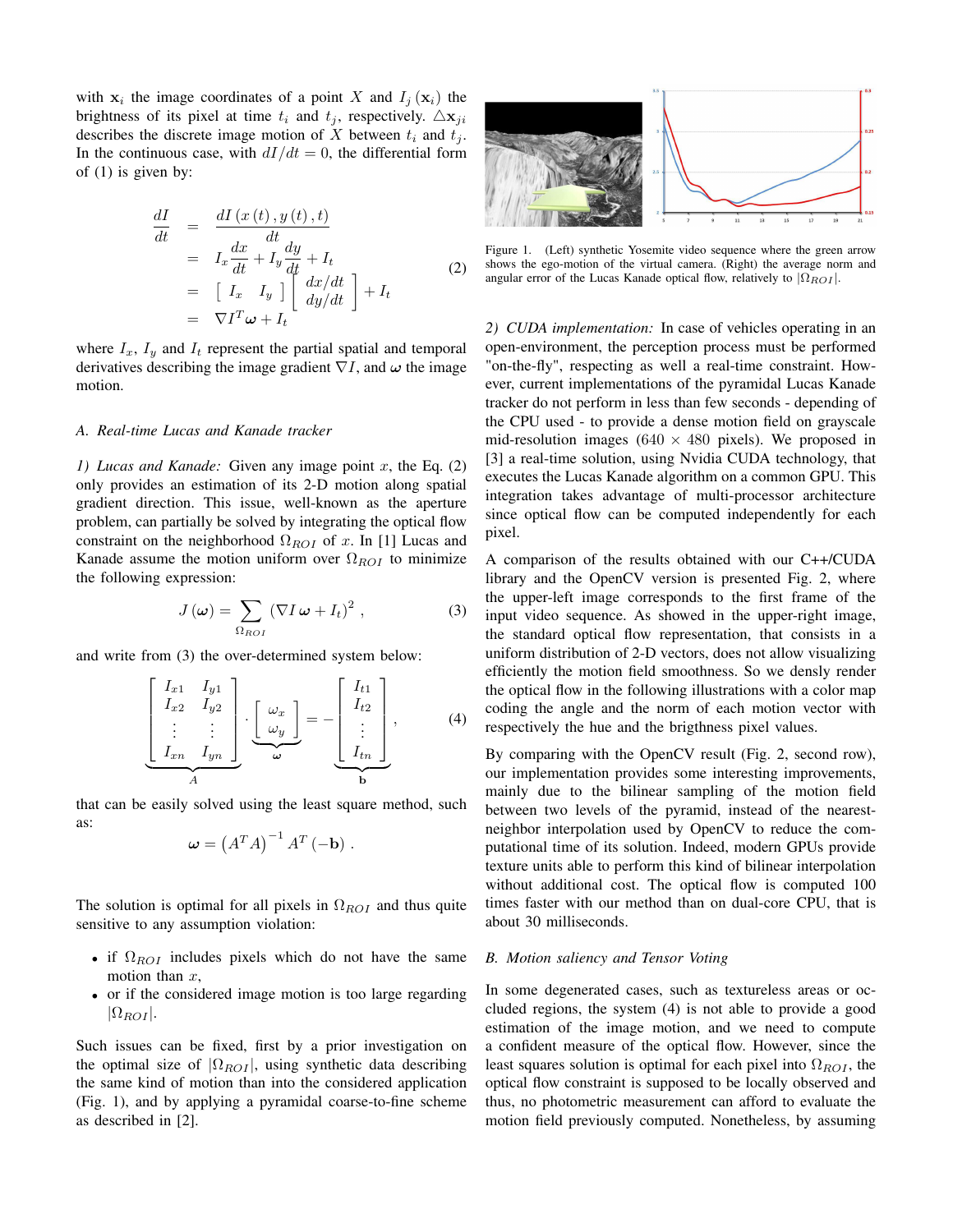with $\mathbf{x}_i$ the image coordinates of a point $X$ and $I_j(\mathbf{x}_i)$ the brightness of its pixel at time $t_i$ and $t_j$, respectively. $\triangle \mathbf{x}_{ji}$ describes the discrete image motion of $X$ between $t_i$ and $t_j$. In the continuous case, with $dI/dt = 0$, the differential form of (1) is given by:

$$
\begin{aligned}
\frac{dI}{dt} &= \frac{dI(x(t), y(t), t)}{dt} \\
&= I_x \frac{dx}{dt} + I_y \frac{dy}{dt} + I_t \\
&= \begin{bmatrix} I_x & I_y \end{bmatrix} \begin{bmatrix} dx/dt \\ dy/dt \end{bmatrix} + I_t \\
&= \nabla I^T \boldsymbol{\omega} + I_t
\end{aligned}
\quad (2)
$$

where $I_x$, $I_y$ and $I_t$ represent the partial spatial and temporal derivatives describing the image gradient $\nabla I$, and $\boldsymbol{\omega}$ the image motion.

### A. Real-time Lucas and Kanade tracker

*1) Lucas and Kanade:* Given any image point $x$, the Eq. (2) only provides an estimation of its 2-D motion along spatial gradient direction. This issue, well-known as the aperture problem, can partially be solved by integrating the optical flow constraint on the neighborhood $\Omega_{ROI}$ of $x$. In [1] Lucas and Kanade assume the motion uniform over $\Omega_{ROI}$ to minimize the following expression:

$$
J(\boldsymbol{\omega}) = \sum_{\Omega_{ROI}} \left(\nabla I \, \boldsymbol{\omega} + I_t\right)^2 , \quad (3)
$$

and write from (3) the over-determined system below:

$$
\underbrace{\begin{bmatrix} I_{x1} & I_{y1} \\ I_{x2} & I_{y2} \\ \vdots & \vdots \\ I_{xn} & I_{yn} \end{bmatrix}}_{A} \cdot \underbrace{\begin{bmatrix} \omega_x \\ \omega_y \end{bmatrix}}_{\boldsymbol{\omega}} = - \underbrace{\begin{bmatrix} I_{t1} \\ I_{t2} \\ \vdots \\ I_{tn} \end{bmatrix}}_{\mathbf{b}} , \quad (4)
$$

that can be easily solved using the least square method, such as:

$$
\boldsymbol{\omega} = \left(A^T A\right)^{-1} A^T \left(-\mathbf{b}\right) .
$$

The solution is optimal for all pixels in $\Omega_{ROI}$ and thus quite sensitive to any assumption violation:

- if $\Omega_{ROI}$ includes pixels which do not have the same motion than $x$,
- or if the considered image motion is too large regarding $|\Omega_{ROI}|$.

Such issues can be fixed, first by a prior investigation on the optimal size of $|\Omega_{ROI}|$, using synthetic data describing the same kind of motion than into the considered application (Fig. 1), and by applying a pyramidal coarse-to-fine scheme as described in [2].

Figure 1. (Left) synthetic Yosemite video sequence where the green arrow shows the ego-motion of the virtual camera. (Right) the average norm and angular error of the Lucas Kanade optical flow, relatively to $|\Omega_{ROI}|$.

*2) CUDA implementation:* In case of vehicles operating in an open-environment, the perception process must be performed "on-the-fly", respecting as well a real-time constraint. However, current implementations of the pyramidal Lucas Kanade tracker do not perform in less than few seconds - depending of the CPU used - to provide a dense motion field on grayscale mid-resolution images (640 $\times$ 480 pixels). We proposed in [3] a real-time solution, using Nvidia CUDA technology, that executes the Lucas Kanade algorithm on a common GPU. This integration takes advantage of multi-processor architecture since optical flow can be computed independently for each pixel.

A comparison of the results obtained with our C++/CUDA library and the OpenCV version is presented Fig. 2, where the upper-left image corresponds to the first frame of the input video sequence. As showed in the upper-right image, the standard optical flow representation, that consists in a uniform distribution of 2-D vectors, does not allow visualizing efficiently the motion field smoothness. So we densly render the optical flow in the following illustrations with a color map coding the angle and the norm of each motion vector with respectively the hue and the brigthness pixel values.

By comparing with the OpenCV result (Fig. 2, second row), our implementation provides some interesting improvements, mainly due to the bilinear sampling of the motion field between two levels of the pyramid, instead of the nearest-neighbor interpolation used by OpenCV to reduce the computational time of its solution. Indeed, modern GPUs provide texture units able to perform this kind of bilinear interpolation without additional cost. The optical flow is computed 100 times faster with our method than on dual-core CPU, that is about 30 milliseconds.

### B. Motion saliency and Tensor Voting

In some degenerated cases, such as textureless areas or occluded regions, the system (4) is not able to provide a good estimation of the image motion, and we need to compute a confident measure of the optical flow. However, since the least squares solution is optimal for each pixel into $\Omega_{ROI}$, the optical flow constraint is supposed to be locally observed and thus, no photometric measurement can afford to evaluate the motion field previously computed. Nonetheless, by assuming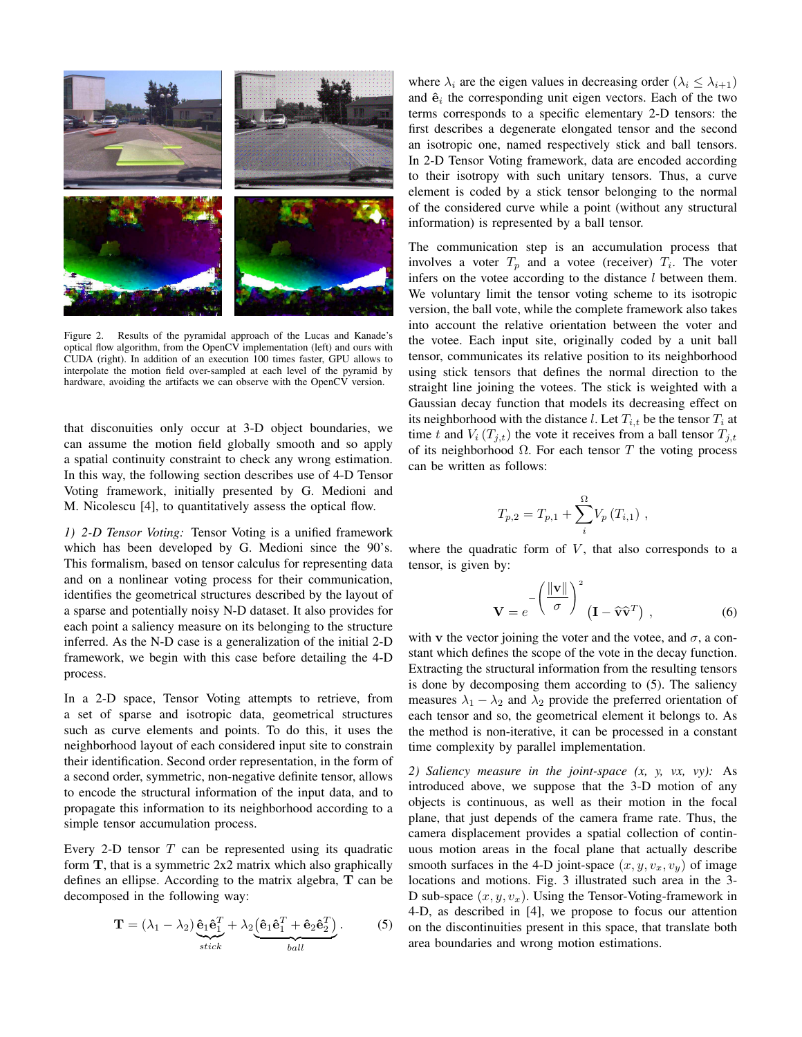Figure 2. Results of the pyramidal approach of the Lucas and Kanade's optical flow algorithm, from the OpenCV implementation (left) and ours with CUDA (right). In addition of an execution 100 times faster, GPU allows to interpolate the motion field over-sampled at each level of the pyramid by hardware, avoiding the artifacts we can observe with the OpenCV version.

that disconuities only occur at 3-D object boundaries, we can assume the motion field globally smooth and so apply a spatial continuity constraint to check any wrong estimation. In this way, the following section describes use of 4-D Tensor Voting framework, initially presented by G. Medioni and M. Nicolescu [4], to quantitatively assess the optical flow.

*1) 2-D Tensor Voting:* Tensor Voting is a unified framework which has been developed by G. Medioni since the 90's. This formalism, based on tensor calculus for representing data and on a nonlinear voting process for their communication, identifies the geometrical structures described by the layout of a sparse and potentially noisy N-D dataset. It also provides for each point a saliency measure on its belonging to the structure inferred. As the N-D case is a generalization of the initial 2-D framework, we begin with this case before detailing the 4-D process.

In a 2-D space, Tensor Voting attempts to retrieve, from a set of sparse and isotropic data, geometrical structures such as curve elements and points. To do this, it uses the neighborhood layout of each considered input site to constrain their identification. Second order representation, in the form of a second order, symmetric, non-negative definite tensor, allows to encode the structural information of the input data, and to propagate this information to its neighborhood according to a simple tensor accumulation process.

Every 2-D tensor $T$ can be represented using its quadratic form $\mathbf{T}$, that is a symmetric 2x2 matrix which also graphically defines an ellipse. According to the matrix algebra, $\mathbf{T}$ can be decomposed in the following way:

$$\mathbf{T} = (\lambda_1 - \lambda_2)\underbrace{\hat{\mathbf{e}}_1\hat{\mathbf{e}}_1^T}_{stick} + \lambda_2\underbrace{\left(\hat{\mathbf{e}}_1\hat{\mathbf{e}}_1^T + \hat{\mathbf{e}}_2\hat{\mathbf{e}}_2^T\right)}_{ball}. \qquad (5)$$

where $\lambda_i$ are the eigen values in decreasing order ($\lambda_i \leq \lambda_{i+1}$) and $\hat{\mathbf{e}}_i$ the corresponding unit eigen vectors. Each of the two terms corresponds to a specific elementary 2-D tensors: the first describes a degenerate elongated tensor and the second an isotropic one, named respectively stick and ball tensors. In 2-D Tensor Voting framework, data are encoded according to their isotropy with such unitary tensors. Thus, a curve element is coded by a stick tensor belonging to the normal of the considered curve while a point (without any structural information) is represented by a ball tensor.

The communication step is an accumulation process that involves a voter $T_p$ and a votee (receiver) $T_i$. The voter infers on the votee according to the distance $l$ between them. We voluntary limit the tensor voting scheme to its isotropic version, the ball vote, while the complete framework also takes into account the relative orientation between the voter and the votee. Each input site, originally coded by a unit ball tensor, communicates its relative position to its neighborhood using stick tensors that defines the normal direction to the straight line joining the votees. The stick is weighted with a Gaussian decay function that models its decreasing effect on its neighborhood with the distance $l$. Let $T_{i,t}$ be the tensor $T_i$ at time $t$ and $V_i\left(T_{j,t}\right)$ the vote it receives from a ball tensor $T_{j,t}$ of its neighborhood $\Omega$. For each tensor $T$ the voting process can be written as follows:

$$T_{p,2} = T_{p,1} + \sum_{i}^{\Omega} V_p\left(T_{i,1}\right) ,$$

where the quadratic form of $V$, that also corresponds to a tensor, is given by:

$$\mathbf{V} = e^{-\left(\frac{\|\mathbf{v}\|}{\sigma}\right)^2}\left(\mathbf{I} - \widehat{\mathbf{v}}\widehat{\mathbf{v}}^T\right) , \qquad (6)$$

with $\mathbf{v}$ the vector joining the voter and the votee, and $\sigma$, a constant which defines the scope of the vote in the decay function. Extracting the structural information from the resulting tensors is done by decomposing them according to (5). The saliency measures $\lambda_1 - \lambda_2$ and $\lambda_2$ provide the preferred orientation of each tensor and so, the geometrical element it belongs to. As the method is non-iterative, it can be processed in a constant time complexity by parallel implementation.

*2) Saliency measure in the joint-space (x, y, vx, vy):* As introduced above, we suppose that the 3-D motion of any objects is continuous, as well as their motion in the focal plane, that just depends of the camera frame rate. Thus, the camera displacement provides a spatial collection of continuous motion areas in the focal plane that actually describe smooth surfaces in the 4-D joint-space $(x, y, v_x, v_y)$ of image locations and motions. Fig. 3 illustrated such area in the 3-D sub-space $(x, y, v_x)$. Using the Tensor-Voting-framework in 4-D, as described in [4], we propose to focus our attention on the discontinuities present in this space, that translate both area boundaries and wrong motion estimations.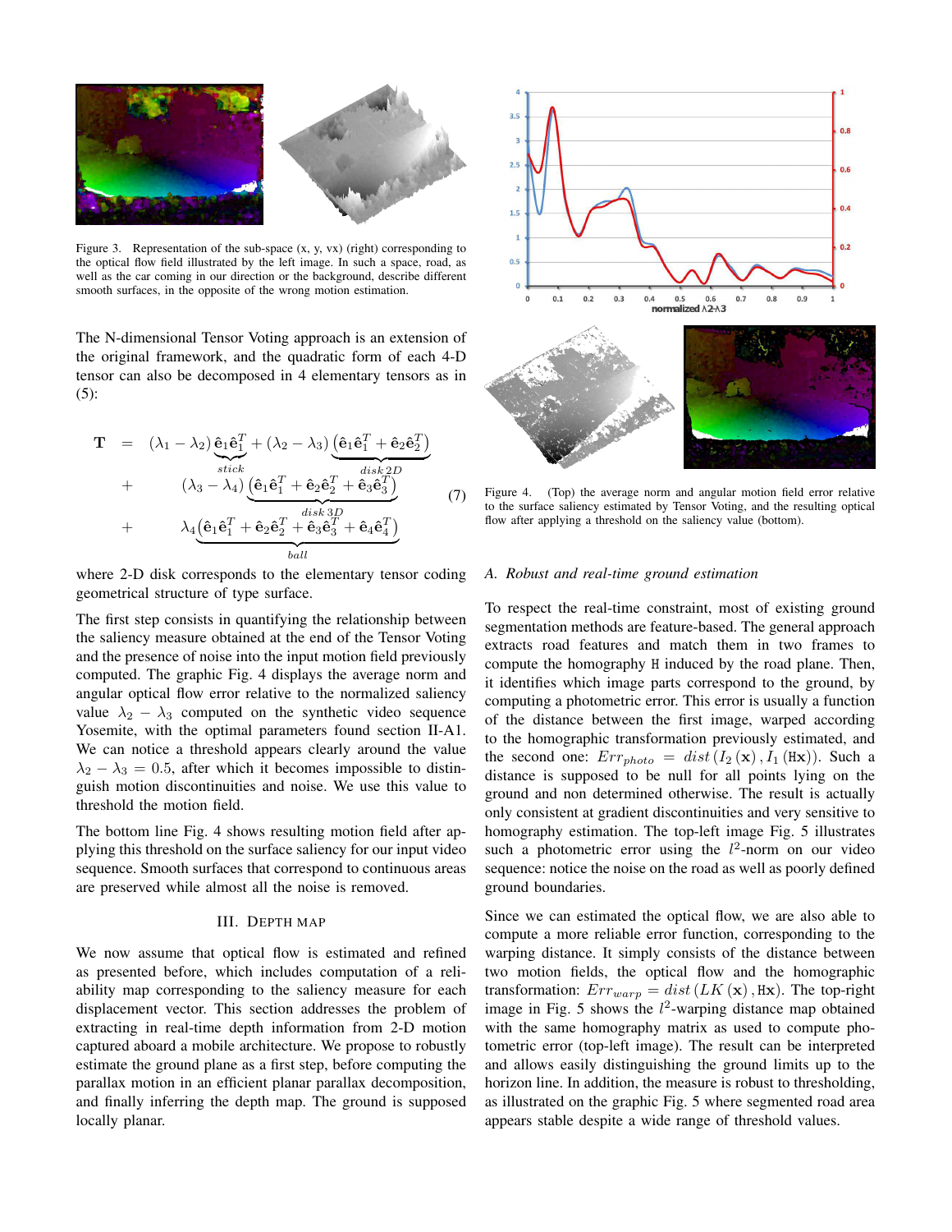Figure 3. Representation of the sub-space (x, y, vx) (right) corresponding to the optical flow field illustrated by the left image. In such a space, road, as well as the car coming in our direction or the background, describe different smooth surfaces, in the opposite of the wrong motion estimation.

The N-dimensional Tensor Voting approach is an extension of the original framework, and the quadratic form of each 4-D tensor can also be decomposed in 4 elementary tensors as in (5):

$$
\begin{aligned}
\mathbf{T} \; = \; & (\lambda_1 - \lambda_2)\underbrace{\hat{\mathbf{e}}_1\hat{\mathbf{e}}_1^T}_{stick} + (\lambda_2 - \lambda_3)\underbrace{\left(\hat{\mathbf{e}}_1\hat{\mathbf{e}}_1^T + \hat{\mathbf{e}}_2\hat{\mathbf{e}}_2^T\right)}_{disk\,2D} \\
+ \; & (\lambda_3 - \lambda_4)\underbrace{\left(\hat{\mathbf{e}}_1\hat{\mathbf{e}}_1^T + \hat{\mathbf{e}}_2\hat{\mathbf{e}}_2^T + \hat{\mathbf{e}}_3\hat{\mathbf{e}}_3^T\right)}_{disk\,3D} \\
+ \; & \lambda_4\underbrace{\left(\hat{\mathbf{e}}_1\hat{\mathbf{e}}_1^T + \hat{\mathbf{e}}_2\hat{\mathbf{e}}_2^T + \hat{\mathbf{e}}_3\hat{\mathbf{e}}_3^T + \hat{\mathbf{e}}_4\hat{\mathbf{e}}_4^T\right)}_{ball}
\end{aligned}
\tag{7}
$$

where 2-D disk corresponds to the elementary tensor coding geometrical structure of type surface.

The first step consists in quantifying the relationship between the saliency measure obtained at the end of the Tensor Voting and the presence of noise into the input motion field previously computed. The graphic Fig. 4 displays the average norm and angular optical flow error relative to the normalized saliency value $\lambda_2 - \lambda_3$ computed on the synthetic video sequence Yosemite, with the optimal parameters found section II-A1. We can notice a threshold appears clearly around the value $\lambda_2 - \lambda_3 = 0.5$, after which it becomes impossible to distinguish motion discontinuities and noise. We use this value to threshold the motion field.

The bottom line Fig. 4 shows resulting motion field after applying this threshold on the surface saliency for our input video sequence. Smooth surfaces that correspond to continuous areas are preserved while almost all the noise is removed.

## III. Depth Map

We now assume that optical flow is estimated and refined as presented before, which includes computation of a reliability map corresponding to the saliency measure for each displacement vector. This section addresses the problem of extracting in real-time depth information from 2-D motion captured aboard a mobile architecture. We propose to robustly estimate the ground plane as a first step, before computing the parallax motion in an efficient planar parallax decomposition, and finally inferring the depth map. The ground is supposed locally planar.

Figure 4. (Top) the average norm and angular motion field error relative to the surface saliency estimated by Tensor Voting, and the resulting optical flow after applying a threshold on the saliency value (bottom).

### A. Robust and real-time ground estimation

To respect the real-time constraint, most of existing ground segmentation methods are feature-based. The general approach extracts road features and match them in two frames to compute the homography H induced by the road plane. Then, it identifies which image parts correspond to the ground, by computing a photometric error. This error is usually a function of the distance between the first image, warped according to the homographic transformation previously estimated, and the second one: $Err_{photo} = dist\left(I_2\left(\mathbf{x}\right), I_1\left(\mathtt{H}\mathbf{x}\right)\right)$. Such a distance is supposed to be null for all points lying on the ground and non determined otherwise. The result is actually only consistent at gradient discontinuities and very sensitive to homography estimation. The top-left image Fig. 5 illustrates such a photometric error using the $l^2$-norm on our video sequence: notice the noise on the road as well as poorly defined ground boundaries.

Since we can estimated the optical flow, we are also able to compute a more reliable error function, corresponding to the warping distance. It simply consists of the distance between two motion fields, the optical flow and the homographic transformation: $Err_{warp} = dist\left(LK\left(\mathbf{x}\right), \mathtt{H}\mathbf{x}\right)$. The top-right image in Fig. 5 shows the $l^2$-warping distance map obtained with the same homography matrix as used to compute photometric error (top-left image). The result can be interpreted and allows easily distinguishing the ground limits up to the horizon line. In addition, the measure is robust to thresholding, as illustrated on the graphic Fig. 5 where segmented road area appears stable despite a wide range of threshold values.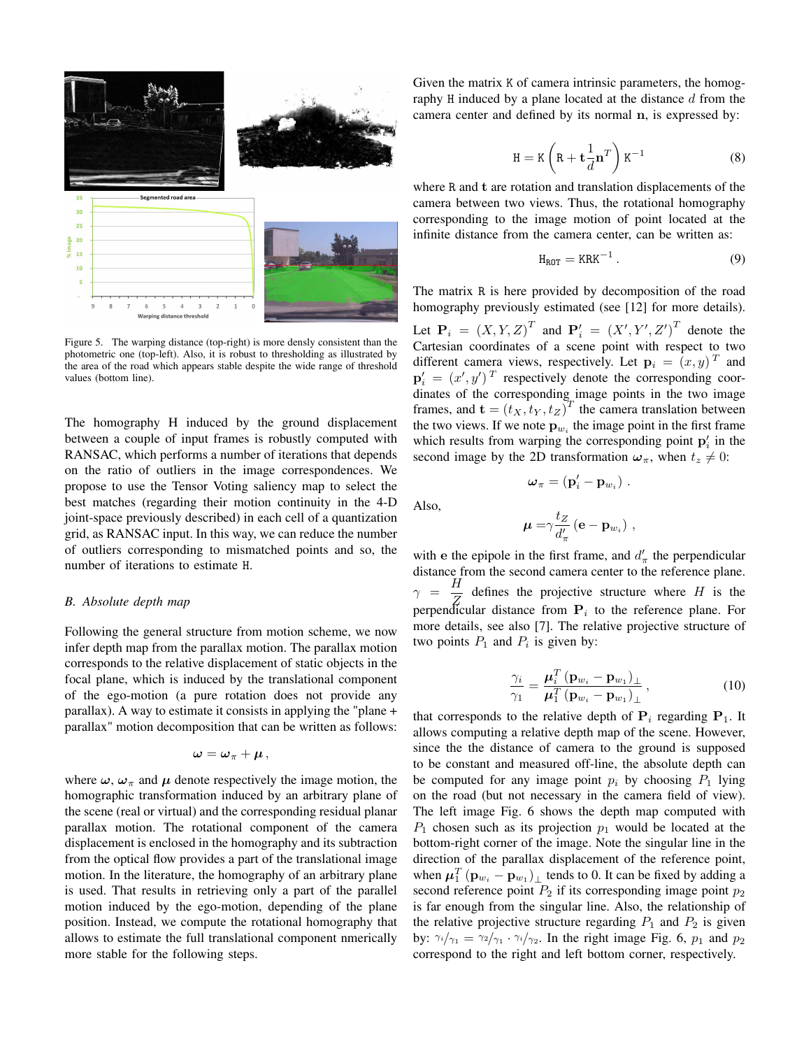Segmented road area

35
30
25
20
15
10
5

% image

9 8 7 6 5 4 3 2 1 0

Warping distance threshold

Figure 5. The warping distance (top-right) is more densly consistent than the photometric one (top-left). Also, it is robust to thresholding as illustrated by the area of the road which appears stable despite the wide range of threshold values (bottom line).

The homography H induced by the ground displacement between a couple of input frames is robustly computed with RANSAC, which performs a number of iterations that depends on the ratio of outliers in the image correspondences. We propose to use the Tensor Voting saliency map to select the best matches (regarding their motion continuity in the 4-D joint-space previously described) in each cell of a quantization grid, as RANSAC input. In this way, we can reduce the number of outliers corresponding to mismatched points and so, the number of iterations to estimate H.

### B. Absolute depth map

Following the general structure from motion scheme, we now infer depth map from the parallax motion. The parallax motion corresponds to the relative displacement of static objects in the focal plane, which is induced by the translational component of the ego-motion (a pure rotation does not provide any parallax). A way to estimate it consists in applying the "plane + parallax" motion decomposition that can be written as follows:

$$\boldsymbol{\omega} = \boldsymbol{\omega}_\pi + \boldsymbol{\mu}\,,$$

where $\boldsymbol{\omega}$, $\boldsymbol{\omega}_\pi$ and $\boldsymbol{\mu}$ denote respectively the image motion, the homographic transformation induced by an arbitrary plane of the scene (real or virtual) and the corresponding residual planar parallax motion. The rotational component of the camera displacement is enclosed in the homography and its subtraction from the optical flow provides a part of the translational image motion. In the literature, the homography of an arbitrary plane is used. That results in retrieving only a part of the parallel motion induced by the ego-motion, depending of the plane position. Instead, we compute the rotational homography that allows to estimate the full translational component nmerically more stable for the following steps.

Given the matrix K of camera intrinsic parameters, the homography H induced by a plane located at the distance $d$ from the camera center and defined by its normal $\mathbf{n}$, is expressed by:

$$\mathtt{H} = \mathtt{K}\left(\mathtt{R} + \mathbf{t}\frac{1}{d}\mathbf{n}^T\right)\mathtt{K}^{-1} \tag{8}$$

where R and $\mathbf{t}$ are rotation and translation displacements of the camera between two views. Thus, the rotational homography corresponding to the image motion of point located at the infinite distance from the camera center, can be written as:

$$\mathtt{H}_{\mathtt{ROT}} = \mathtt{KRK}^{-1}\,. \tag{9}$$

The matrix R is here provided by decomposition of the road homography previously estimated (see [12] for more details). Let $\mathbf{P}_i = (X, Y, Z)^T$ and $\mathbf{P}'_i = (X', Y', Z')^T$ denote the Cartesian coordinates of a scene point with respect to two different camera views, respectively. Let $\mathbf{p}_i = (x, y)^T$ and $\mathbf{p}'_i = (x', y')^T$ respectively denote the corresponding coordinates of the corresponding image points in the two image frames, and $\mathbf{t} = (t_X, t_Y, t_Z)^T$ the camera translation between the two views. If we note $\mathbf{p}_{w_i}$ the image point in the first frame which results from warping the corresponding point $\mathbf{p}'_i$ in the second image by the 2D transformation $\boldsymbol{\omega}_\pi$, when $t_z \neq 0$:

$$\boldsymbol{\omega}_\pi = (\mathbf{p}'_i - \mathbf{p}_{w_i})\,.$$

Also,

$$\boldsymbol{\mu} = \gamma\frac{t_Z}{d'_\pi}\left(\mathbf{e} - \mathbf{p}_{w_i}\right)\,,$$

with $\mathbf{e}$ the epipole in the first frame, and $d'_\pi$ the perpendicular distance from the second camera center to the reference plane. $\gamma = \dfrac{H}{Z}$ defines the projective structure where $H$ is the perpendicular distance from $\mathbf{P}_i$ to the reference plane. For more details, see also [7]. The relative projective structure of two points $P_1$ and $P_i$ is given by:

$$\frac{\gamma_i}{\gamma_1} = \frac{\boldsymbol{\mu}_i^T\left(\mathbf{p}_{w_i} - \mathbf{p}_{w_1}\right)_\perp}{\boldsymbol{\mu}_1^T\left(\mathbf{p}_{w_i} - \mathbf{p}_{w_1}\right)_\perp}\,, \tag{10}$$

that corresponds to the relative depth of $\mathbf{P}_i$ regarding $\mathbf{P}_1$. It allows computing a relative depth map of the scene. However, since the the distance of camera to the ground is supposed to be constant and measured off-line, the absolute depth can be computed for any image point $p_i$ by choosing $P_1$ lying on the road (but not necessary in the camera field of view). The left image Fig. 6 shows the depth map computed with $P_1$ chosen such as its projection $p_1$ would be located at the bottom-right corner of the image. Note the singular line in the direction of the parallax displacement of the reference point, when $\boldsymbol{\mu}_1^T\left(\mathbf{p}_{w_i} - \mathbf{p}_{w_1}\right)_\perp$ tends to 0. It can be fixed by adding a second reference point $P_2$ if its corresponding image point $p_2$ is far enough from the singular line. Also, the relationship of the relative projective structure regarding $P_1$ and $P_2$ is given by: $\gamma_i/\gamma_1 = \gamma_2/\gamma_1 \cdot \gamma_i/\gamma_2$. In the right image Fig. 6, $p_1$ and $p_2$ correspond to the right and left bottom corner, respectively.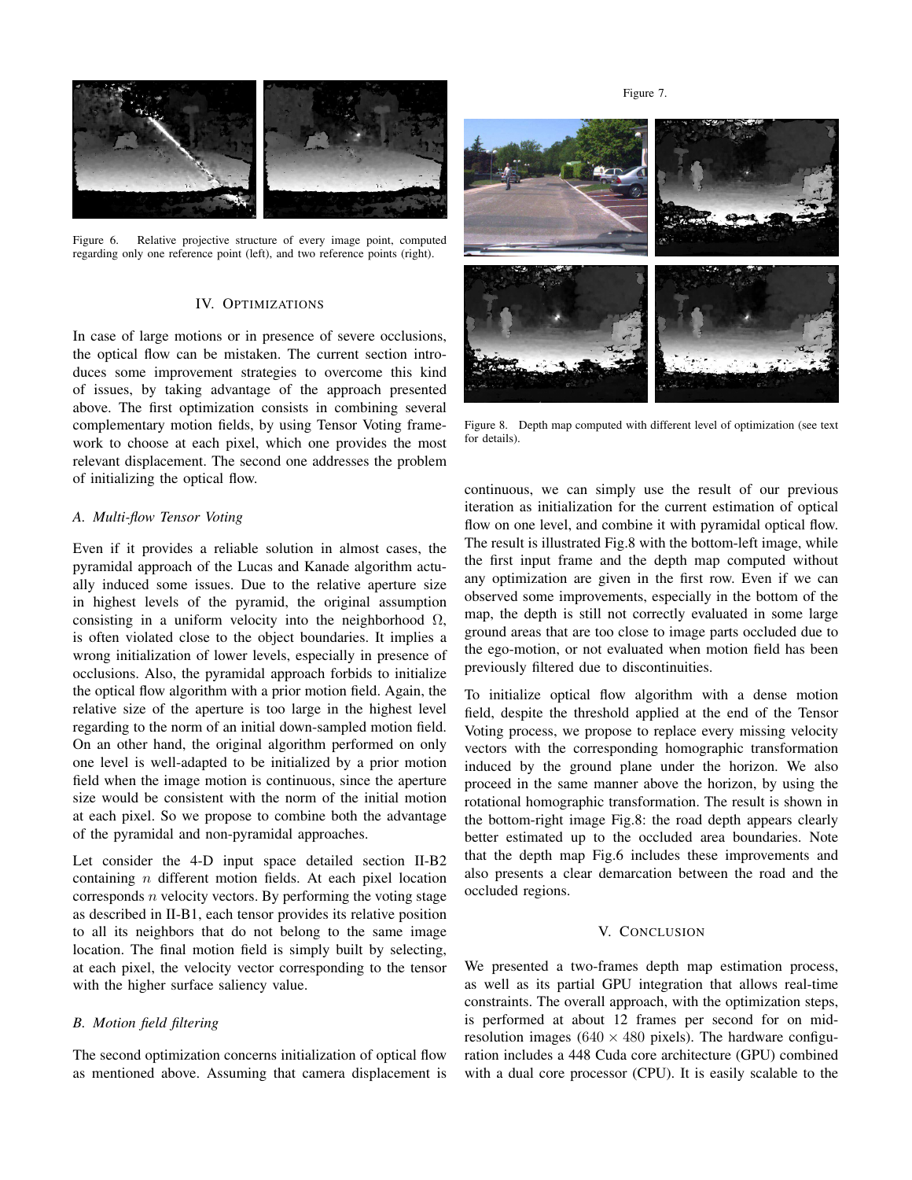Figure 6. Relative projective structure of every image point, computed regarding only one reference point (left), and two reference points (right).

## IV. Optimizations

In case of large motions or in presence of severe occlusions, the optical flow can be mistaken. The current section introduces some improvement strategies to overcome this kind of issues, by taking advantage of the approach presented above. The first optimization consists in combining several complementary motion fields, by using Tensor Voting framework to choose at each pixel, which one provides the most relevant displacement. The second one addresses the problem of initializing the optical flow.

### *A. Multi-flow Tensor Voting*

Even if it provides a reliable solution in almost cases, the pyramidal approach of the Lucas and Kanade algorithm actually induced some issues. Due to the relative aperture size in highest levels of the pyramid, the original assumption consisting in a uniform velocity into the neighborhood $\Omega$, is often violated close to the object boundaries. It implies a wrong initialization of lower levels, especially in presence of occlusions. Also, the pyramidal approach forbids to initialize the optical flow algorithm with a prior motion field. Again, the relative size of the aperture is too large in the highest level regarding to the norm of an initial down-sampled motion field. On an other hand, the original algorithm performed on only one level is well-adapted to be initialized by a prior motion field when the image motion is continuous, since the aperture size would be consistent with the norm of the initial motion at each pixel. So we propose to combine both the advantage of the pyramidal and non-pyramidal approaches.

Let consider the 4-D input space detailed section II-B2 containing $n$ different motion fields. At each pixel location corresponds $n$ velocity vectors. By performing the voting stage as described in II-B1, each tensor provides its relative position to all its neighbors that do not belong to the same image location. The final motion field is simply built by selecting, at each pixel, the velocity vector corresponding to the tensor with the higher surface saliency value.

### *B. Motion field filtering*

The second optimization concerns initialization of optical flow as mentioned above. Assuming that camera displacement is continuous, we can simply use the result of our previous iteration as initialization for the current estimation of optical flow on one level, and combine it with pyramidal optical flow. The result is illustrated Fig.8 with the bottom-left image, while the first input frame and the depth map computed without any optimization are given in the first row. Even if we can observed some improvements, especially in the bottom of the map, the depth is still not correctly evaluated in some large ground areas that are too close to image parts occluded due to the ego-motion, or not evaluated when motion field has been previously filtered due to discontinuities.

Figure 7.

Figure 8. Depth map computed with different level of optimization (see text for details).

To initialize optical flow algorithm with a dense motion field, despite the threshold applied at the end of the Tensor Voting process, we propose to replace every missing velocity vectors with the corresponding homographic transformation induced by the ground plane under the horizon. We also proceed in the same manner above the horizon, by using the rotational homographic transformation. The result is shown in the bottom-right image Fig.8: the road depth appears clearly better estimated up to the occluded area boundaries. Note that the depth map Fig.6 includes these improvements and also presents a clear demarcation between the road and the occluded regions.

## V. Conclusion

We presented a two-frames depth map estimation process, as well as its partial GPU integration that allows real-time constraints. The overall approach, with the optimization steps, is performed at about 12 frames per second for on mid-resolution images ($640 \times 480$ pixels). The hardware configuration includes a 448 Cuda core architecture (GPU) combined with a dual core processor (CPU). It is easily scalable to the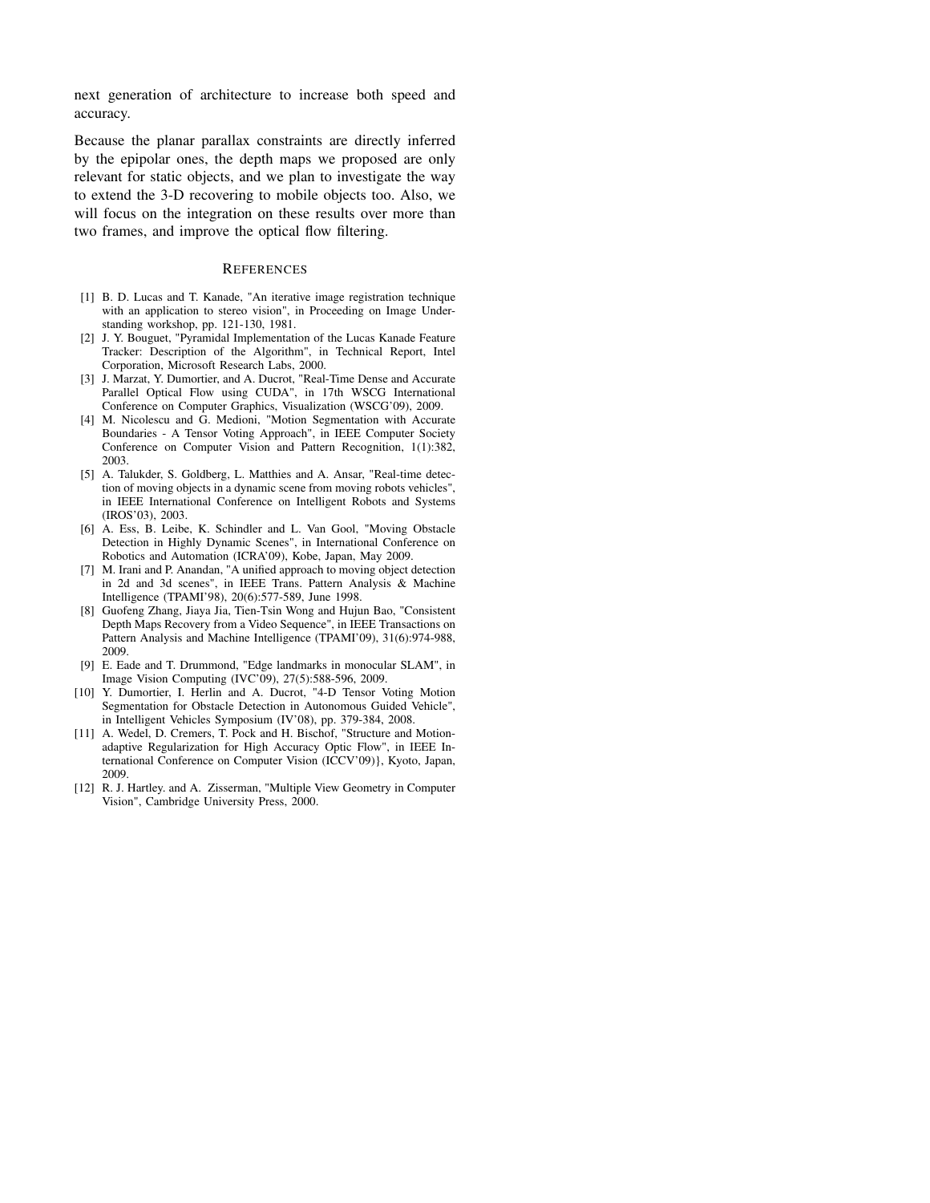next generation of architecture to increase both speed and accuracy.

Because the planar parallax constraints are directly inferred by the epipolar ones, the depth maps we proposed are only relevant for static objects, and we plan to investigate the way to extend the 3-D recovering to mobile objects too. Also, we will focus on the integration on these results over more than two frames, and improve the optical flow filtering.

## REFERENCES

[1] B. D. Lucas and T. Kanade, "An iterative image registration technique with an application to stereo vision", in Proceeding on Image Understanding workshop, pp. 121-130, 1981.

[2] J. Y. Bouguet, "Pyramidal Implementation of the Lucas Kanade Feature Tracker: Description of the Algorithm", in Technical Report, Intel Corporation, Microsoft Research Labs, 2000.

[3] J. Marzat, Y. Dumortier, and A. Ducrot, "Real-Time Dense and Accurate Parallel Optical Flow using CUDA", in 17th WSCG International Conference on Computer Graphics, Visualization (WSCG'09), 2009.

[4] M. Nicolescu and G. Medioni, "Motion Segmentation with Accurate Boundaries - A Tensor Voting Approach", in IEEE Computer Society Conference on Computer Vision and Pattern Recognition, 1(1):382, 2003.

[5] A. Talukder, S. Goldberg, L. Matthies and A. Ansar, "Real-time detection of moving objects in a dynamic scene from moving robots vehicles", in IEEE International Conference on Intelligent Robots and Systems (IROS'03), 2003.

[6] A. Ess, B. Leibe, K. Schindler and L. Van Gool, "Moving Obstacle Detection in Highly Dynamic Scenes", in International Conference on Robotics and Automation (ICRA'09), Kobe, Japan, May 2009.

[7] M. Irani and P. Anandan, "A unified approach to moving object detection in 2d and 3d scenes", in IEEE Trans. Pattern Analysis & Machine Intelligence (TPAMI'98), 20(6):577-589, June 1998.

[8] Guofeng Zhang, Jiaya Jia, Tien-Tsin Wong and Hujun Bao, "Consistent Depth Maps Recovery from a Video Sequence", in IEEE Transactions on Pattern Analysis and Machine Intelligence (TPAMI'09), 31(6):974-988, 2009.

[9] E. Eade and T. Drummond, "Edge landmarks in monocular SLAM", in Image Vision Computing (IVC'09), 27(5):588-596, 2009.

[10] Y. Dumortier, I. Herlin and A. Ducrot, "4-D Tensor Voting Motion Segmentation for Obstacle Detection in Autonomous Guided Vehicle", in Intelligent Vehicles Symposium (IV'08), pp. 379-384, 2008.

[11] A. Wedel, D. Cremers, T. Pock and H. Bischof, "Structure and Motion-adaptive Regularization for High Accuracy Optic Flow", in IEEE International Conference on Computer Vision (ICCV'09)}, Kyoto, Japan, 2009.

[12] R. J. Hartley. and A. Zisserman, "Multiple View Geometry in Computer Vision", Cambridge University Press, 2000.